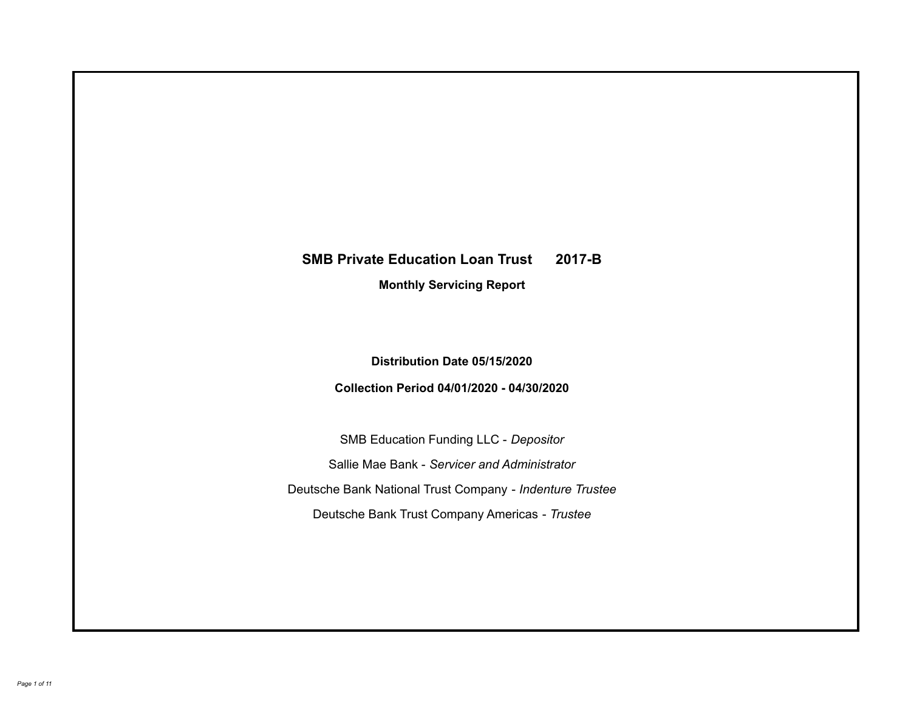# SMB Private Education Loan Trust 2017-B

## Monthly Servicing Report

**Distribution Date 05/15/2020**

**Collection Period 04/01/2020 - 04/30/2020**

SMB Education Funding LLC - *Depositor*

Sallie Mae Bank - *Servicer and Administrator*

Deutsche Bank National Trust Company - *Indenture Trustee*

Deutsche Bank Trust Company Americas - *Trustee*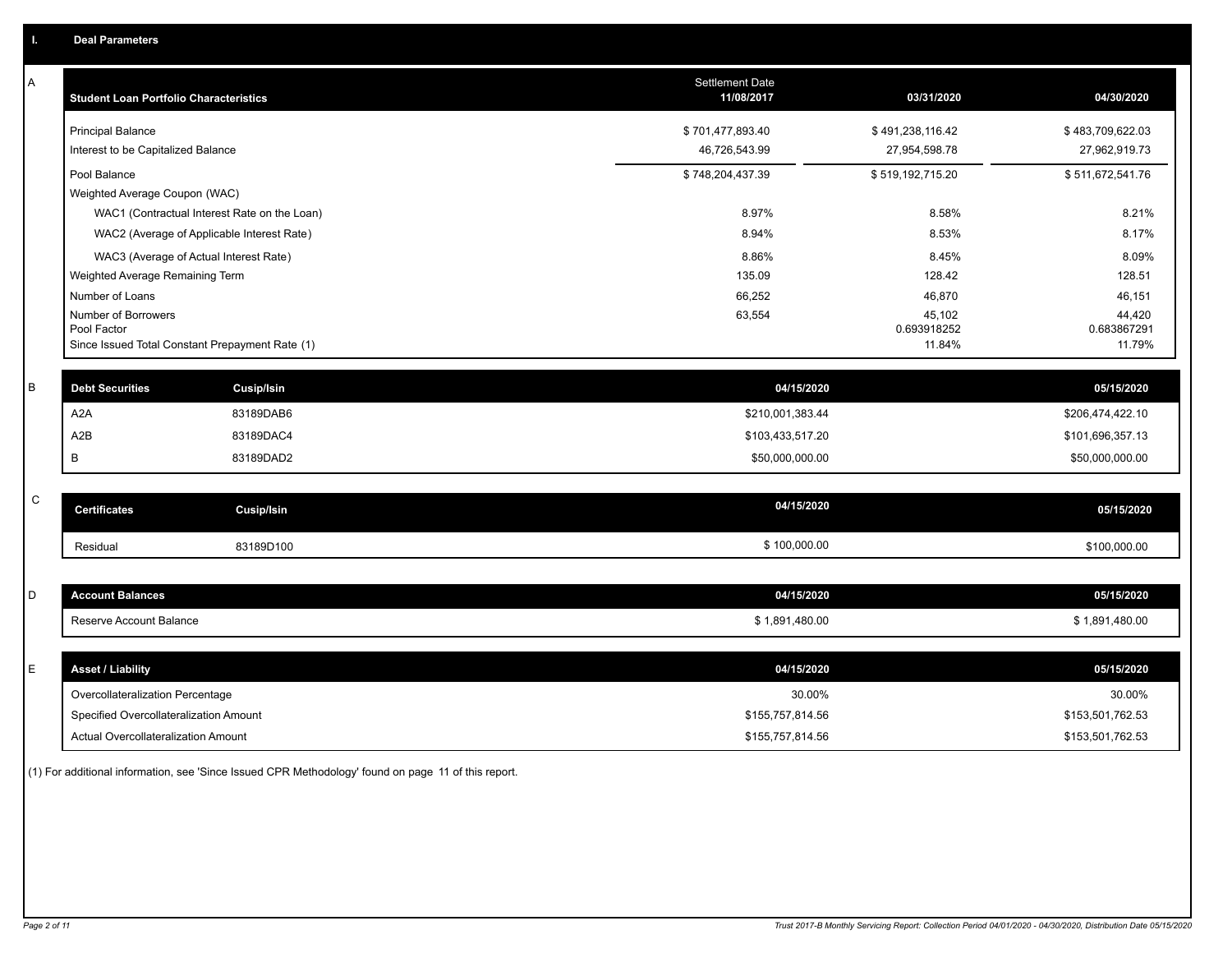# I. Deal Parameters

## A

| Student Loan Portfolio Characteristics | Settlement Date 11/08/2017 | 03/31/2020 | 04/30/2020 |
|---|---|---|---|
| Principal Balance | $ 701,477,893.40 | $ 491,238,116.42 | $ 483,709,622.03 |
| Interest to be Capitalized Balance | 46,726,543.99 | 27,954,598.78 | 27,962,919.73 |
| Pool Balance | $ 748,204,437.39 | $ 519,192,715.20 | $ 511,672,541.76 |
| Weighted Average Coupon (WAC) | | | |
| WAC1 (Contractual Interest Rate on the Loan) | 8.97% | 8.58% | 8.21% |
| WAC2 (Average of Applicable Interest Rate) | 8.94% | 8.53% | 8.17% |
| WAC3 (Average of Actual Interest Rate) | 8.86% | 8.45% | 8.09% |
| Weighted Average Remaining Term | 135.09 | 128.42 | 128.51 |
| Number of Loans | 66,252 | 46,870 | 46,151 |
| Number of Borrowers | 63,554 | 45,102 | 44,420 |
| Pool Factor | | 0.693918252 | 0.683867291 |
| Since Issued Total Constant Prepayment Rate (1) | | 11.84% | 11.79% |

## B

| Debt Securities | Cusip/Isin | 04/15/2020 | 05/15/2020 |
|---|---|---|---|
| A2A | 83189DAB6 | $210,001,383.44 | $206,474,422.10 |
| A2B | 83189DAC4 | $103,433,517.20 | $101,696,357.13 |
| B | 83189DAD2 | $50,000,000.00 | $50,000,000.00 |

## C

| Certificates | Cusip/Isin | 04/15/2020 | 05/15/2020 |
|---|---|---|---|
| Residual | 83189D100 | $ 100,000.00 | $100,000.00 |

## D

| Account Balances | 04/15/2020 | 05/15/2020 |
|---|---|---|
| Reserve Account Balance | $ 1,891,480.00 | $ 1,891,480.00 |

## E

| Asset / Liability | 04/15/2020 | 05/15/2020 |
|---|---|---|
| Overcollateralization Percentage | 30.00% | 30.00% |
| Specified Overcollateralization Amount | $155,757,814.56 | $153,501,762.53 |
| Actual Overcollateralization Amount | $155,757,814.56 | $153,501,762.53 |

(1) For additional information, see 'Since Issued CPR Methodology' found on page 11 of this report.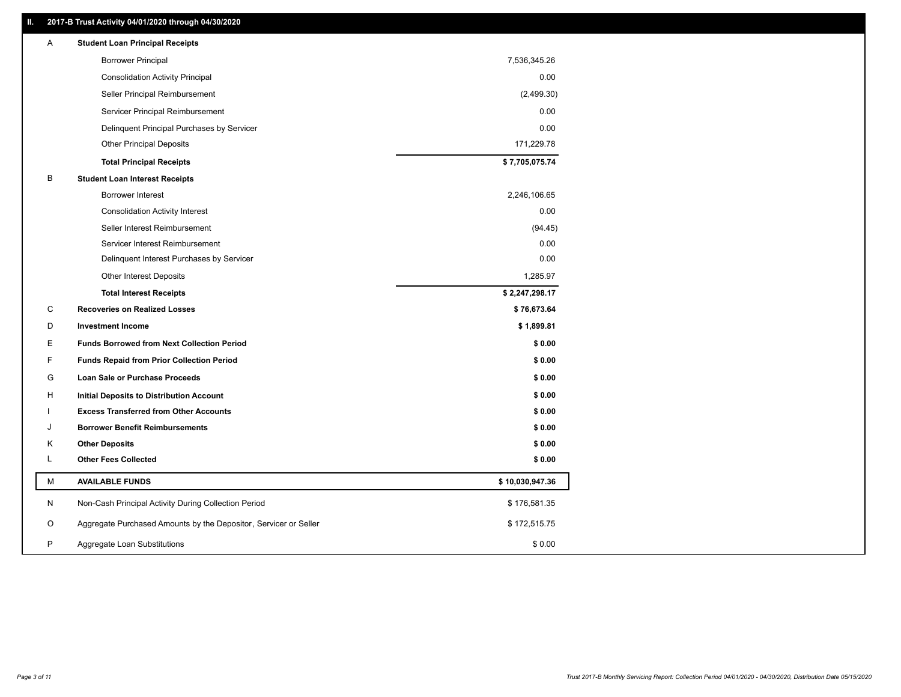## II. 2017-B Trust Activity 04/01/2020 through 04/30/2020

| | | |
|---|---|---|
| A | **Student Loan Principal Receipts** | |
| | Borrower Principal | 7,536,345.26 |
| | Consolidation Activity Principal | 0.00 |
| | Seller Principal Reimbursement | (2,499.30) |
| | Servicer Principal Reimbursement | 0.00 |
| | Delinquent Principal Purchases by Servicer | 0.00 |
| | Other Principal Deposits | 171,229.78 |
| | **Total Principal Receipts** | **$ 7,705,075.74** |
| B | **Student Loan Interest Receipts** | |
| | Borrower Interest | 2,246,106.65 |
| | Consolidation Activity Interest | 0.00 |
| | Seller Interest Reimbursement | (94.45) |
| | Servicer Interest Reimbursement | 0.00 |
| | Delinquent Interest Purchases by Servicer | 0.00 |
| | Other Interest Deposits | 1,285.97 |
| | **Total Interest Receipts** | **$ 2,247,298.17** |
| C | **Recoveries on Realized Losses** | **$ 76,673.64** |
| D | **Investment Income** | **$ 1,899.81** |
| E | **Funds Borrowed from Next Collection Period** | **$ 0.00** |
| F | **Funds Repaid from Prior Collection Period** | **$ 0.00** |
| G | **Loan Sale or Purchase Proceeds** | **$ 0.00** |
| H | **Initial Deposits to Distribution Account** | **$ 0.00** |
| I | **Excess Transferred from Other Accounts** | **$ 0.00** |
| J | **Borrower Benefit Reimbursements** | **$ 0.00** |
| K | **Other Deposits** | **$ 0.00** |
| L | **Other Fees Collected** | **$ 0.00** |
| M | **AVAILABLE FUNDS** | **$ 10,030,947.36** |
| N | Non-Cash Principal Activity During Collection Period | $ 176,581.35 |
| O | Aggregate Purchased Amounts by the Depositor, Servicer or Seller | $ 172,515.75 |
| P | Aggregate Loan Substitutions | $ 0.00 |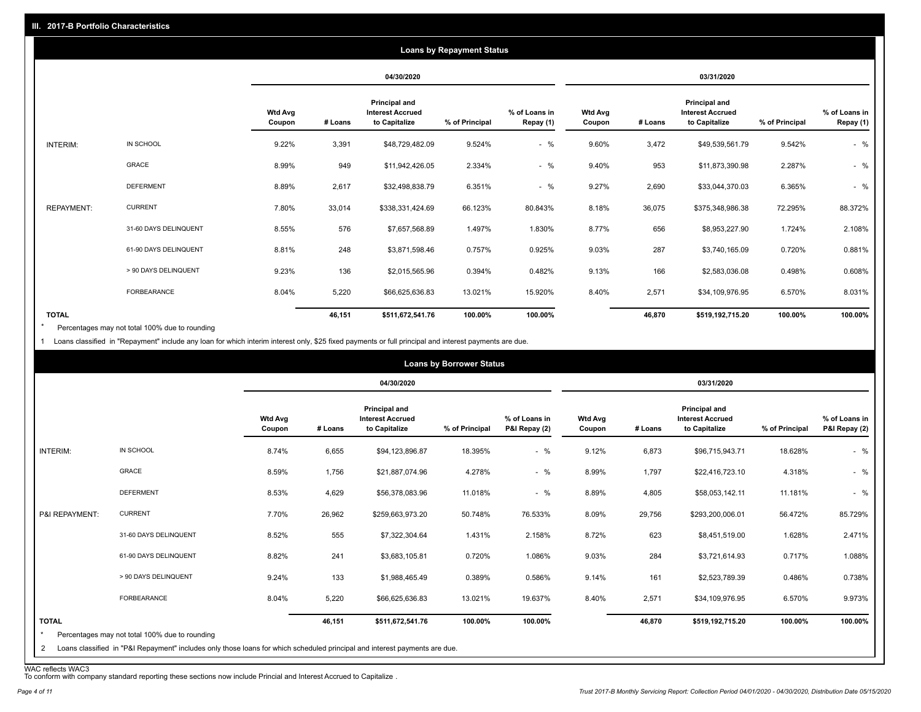## III. 2017-B Portfolio Characteristics

### Loans by Repayment Status

| | | 04/30/2020 | | | | | 03/31/2020 | | | | |
|---|---|---|---|---|---|---|---|---|---|---|---|
| | | Wtd Avg Coupon | # Loans | Principal and Interest Accrued to Capitalize | % of Principal | % of Loans in Repay (1) | Wtd Avg Coupon | # Loans | Principal and Interest Accrued to Capitalize | % of Principal | % of Loans in Repay (1) |
| INTERIM: | IN SCHOOL | 9.22% | 3,391 | $48,729,482.09 | 9.524% | - % | 9.60% | 3,472 | $49,539,561.79 | 9.542% | - % |
| | GRACE | 8.99% | 949 | $11,942,426.05 | 2.334% | - % | 9.40% | 953 | $11,873,390.98 | 2.287% | - % |
| | DEFERMENT | 8.89% | 2,617 | $32,498,838.79 | 6.351% | - % | 9.27% | 2,690 | $33,044,370.03 | 6.365% | - % |
| REPAYMENT: | CURRENT | 7.80% | 33,014 | $338,331,424.69 | 66.123% | 80.843% | 8.18% | 36,075 | $375,348,986.38 | 72.295% | 88.372% |
| | 31-60 DAYS DELINQUENT | 8.55% | 576 | $7,657,568.89 | 1.497% | 1.830% | 8.77% | 656 | $8,953,227.90 | 1.724% | 2.108% |
| | 61-90 DAYS DELINQUENT | 8.81% | 248 | $3,871,598.46 | 0.757% | 0.925% | 9.03% | 287 | $3,740,165.09 | 0.720% | 0.881% |
| | > 90 DAYS DELINQUENT | 9.23% | 136 | $2,015,565.96 | 0.394% | 0.482% | 9.13% | 166 | $2,583,036.08 | 0.498% | 0.608% |
| | FORBEARANCE | 8.04% | 5,220 | $66,625,636.83 | 13.021% | 15.920% | 8.40% | 2,571 | $34,109,976.95 | 6.570% | 8.031% |
| TOTAL | | | 46,151 | $511,672,541.76 | 100.00% | 100.00% | | 46,870 | $519,192,715.20 | 100.00% | 100.00% |

\* Percentages may not total 100% due to rounding

1 Loans classified in "Repayment" include any loan for which interim interest only, $25 fixed payments or full principal and interest payments are due.

### Loans by Borrower Status

| | | 04/30/2020 | | | | | 03/31/2020 | | | | |
|---|---|---|---|---|---|---|---|---|---|---|---|
| | | Wtd Avg Coupon | # Loans | Principal and Interest Accrued to Capitalize | % of Principal | % of Loans in P&I Repay (2) | Wtd Avg Coupon | # Loans | Principal and Interest Accrued to Capitalize | % of Principal | % of Loans in P&I Repay (2) |
| INTERIM: | IN SCHOOL | 8.74% | 6,655 | $94,123,896.87 | 18.395% | - % | 9.12% | 6,873 | $96,715,943.71 | 18.628% | - % |
| | GRACE | 8.59% | 1,756 | $21,887,074.96 | 4.278% | - % | 8.99% | 1,797 | $22,416,723.10 | 4.318% | - % |
| | DEFERMENT | 8.53% | 4,629 | $56,378,083.96 | 11.018% | - % | 8.89% | 4,805 | $58,053,142.11 | 11.181% | - % |
| P&I REPAYMENT: | CURRENT | 7.70% | 26,962 | $259,663,973.20 | 50.748% | 76.533% | 8.09% | 29,756 | $293,200,006.01 | 56.472% | 85.729% |
| | 31-60 DAYS DELINQUENT | 8.52% | 555 | $7,322,304.64 | 1.431% | 2.158% | 8.72% | 623 | $8,451,519.00 | 1.628% | 2.471% |
| | 61-90 DAYS DELINQUENT | 8.82% | 241 | $3,683,105.81 | 0.720% | 1.086% | 9.03% | 284 | $3,721,614.93 | 0.717% | 1.088% |
| | > 90 DAYS DELINQUENT | 9.24% | 133 | $1,988,465.49 | 0.389% | 0.586% | 9.14% | 161 | $2,523,789.39 | 0.486% | 0.738% |
| | FORBEARANCE | 8.04% | 5,220 | $66,625,636.83 | 13.021% | 19.637% | 8.40% | 2,571 | $34,109,976.95 | 6.570% | 9.973% |
| TOTAL | | | 46,151 | $511,672,541.76 | 100.00% | 100.00% | | 46,870 | $519,192,715.20 | 100.00% | 100.00% |

\* Percentages may not total 100% due to rounding

2 Loans classified in "P&I Repayment" includes only those loans for which scheduled principal and interest payments are due.

WAC reflects WAC3

To conform with company standard reporting these sections now include Princial and Interest Accrued to Capitalize .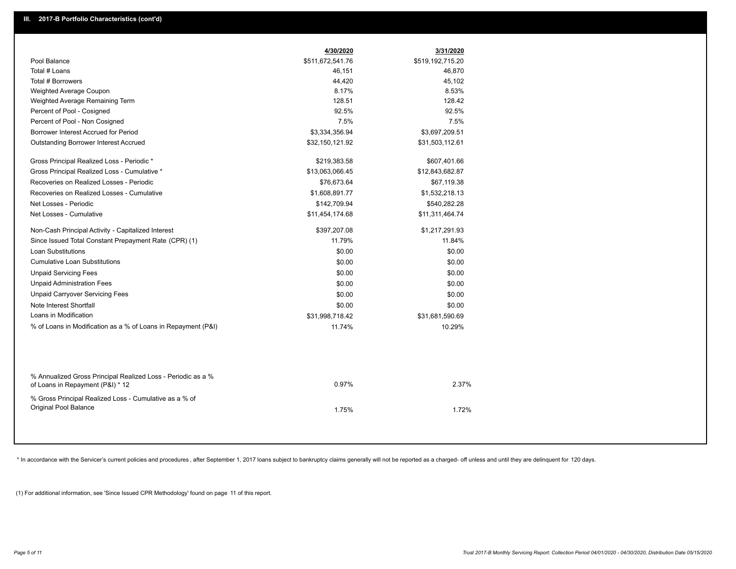## III. 2017-B Portfolio Characteristics (cont'd)

| | 4/30/2020 | 3/31/2020 |
|---|---|---|
| Pool Balance | $511,672,541.76 | $519,192,715.20 |
| Total # Loans | 46,151 | 46,870 |
| Total # Borrowers | 44,420 | 45,102 |
| Weighted Average Coupon | 8.17% | 8.53% |
| Weighted Average Remaining Term | 128.51 | 128.42 |
| Percent of Pool - Cosigned | 92.5% | 92.5% |
| Percent of Pool - Non Cosigned | 7.5% | 7.5% |
| Borrower Interest Accrued for Period | $3,334,356.94 | $3,697,209.51 |
| Outstanding Borrower Interest Accrued | $32,150,121.92 | $31,503,112.61 |
| Gross Principal Realized Loss - Periodic * | $219,383.58 | $607,401.66 |
| Gross Principal Realized Loss - Cumulative * | $13,063,066.45 | $12,843,682.87 |
| Recoveries on Realized Losses - Periodic | $76,673.64 | $67,119.38 |
| Recoveries on Realized Losses - Cumulative | $1,608,891.77 | $1,532,218.13 |
| Net Losses - Periodic | $142,709.94 | $540,282.28 |
| Net Losses - Cumulative | $11,454,174.68 | $11,311,464.74 |
| Non-Cash Principal Activity - Capitalized Interest | $397,207.08 | $1,217,291.93 |
| Since Issued Total Constant Prepayment Rate (CPR) (1) | 11.79% | 11.84% |
| Loan Substitutions | $0.00 | $0.00 |
| Cumulative Loan Substitutions | $0.00 | $0.00 |
| Unpaid Servicing Fees | $0.00 | $0.00 |
| Unpaid Administration Fees | $0.00 | $0.00 |
| Unpaid Carryover Servicing Fees | $0.00 | $0.00 |
| Note Interest Shortfall | $0.00 | $0.00 |
| Loans in Modification | $31,998,718.42 | $31,681,590.69 |
| % of Loans in Modification as a % of Loans in Repayment (P&I) | 11.74% | 10.29% |
| % Annualized Gross Principal Realized Loss - Periodic as a % of Loans in Repayment (P&I) * 12 | 0.97% | 2.37% |
| % Gross Principal Realized Loss - Cumulative as a % of Original Pool Balance | 1.75% | 1.72% |

* In accordance with the Servicer's current policies and procedures, after September 1, 2017 loans subject to bankruptcy claims generally will not be reported as a charged- off unless and until they are delinquent for 120 days.

(1) For additional information, see 'Since Issued CPR Methodology' found on page 11 of this report.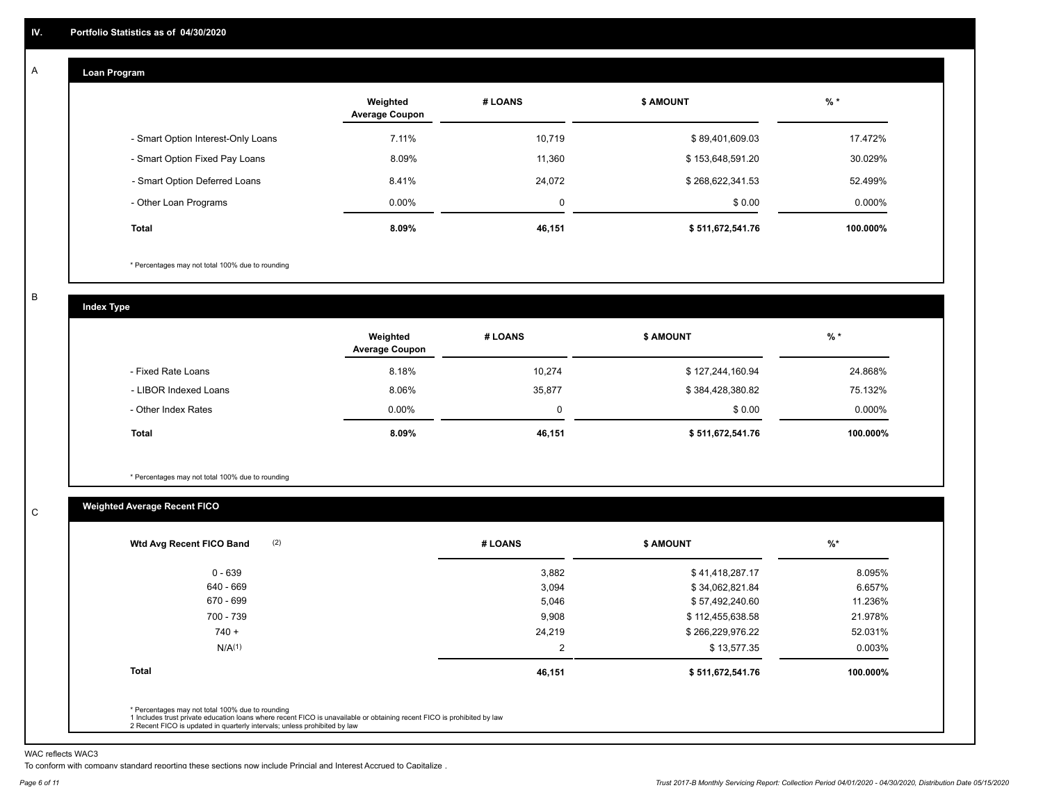## IV. Portfolio Statistics as of 04/30/2020

### A. Loan Program

| | Weighted Average Coupon | # LOANS | $ AMOUNT | % * |
|---|---|---|---|---|
| - Smart Option Interest-Only Loans | 7.11% | 10,719 | $ 89,401,609.03 | 17.472% |
| - Smart Option Fixed Pay Loans | 8.09% | 11,360 | $ 153,648,591.20 | 30.029% |
| - Smart Option Deferred Loans | 8.41% | 24,072 | $ 268,622,341.53 | 52.499% |
| - Other Loan Programs | 0.00% | 0 | $ 0.00 | 0.000% |
| **Total** | **8.09%** | **46,151** | **$ 511,672,541.76** | **100.000%** |

* Percentages may not total 100% due to rounding

### B. Index Type

| | Weighted Average Coupon | # LOANS | $ AMOUNT | % * |
|---|---|---|---|---|
| - Fixed Rate Loans | 8.18% | 10,274 | $ 127,244,160.94 | 24.868% |
| - LIBOR Indexed Loans | 8.06% | 35,877 | $ 384,428,380.82 | 75.132% |
| - Other Index Rates | 0.00% | 0 | $ 0.00 | 0.000% |
| **Total** | **8.09%** | **46,151** | **$ 511,672,541.76** | **100.000%** |

* Percentages may not total 100% due to rounding

### C. Weighted Average Recent FICO

| Wtd Avg Recent FICO Band (2) | # LOANS | $ AMOUNT | %* |
|---|---|---|---|
| 0 - 639 | 3,882 | $ 41,418,287.17 | 8.095% |
| 640 - 669 | 3,094 | $ 34,062,821.84 | 6.657% |
| 670 - 699 | 5,046 | $ 57,492,240.60 | 11.236% |
| 700 - 739 | 9,908 | $ 112,455,638.58 | 21.978% |
| 740 + | 24,219 | $ 266,229,976.22 | 52.031% |
| N/A(1) | 2 | $ 13,577.35 | 0.003% |
| **Total** | **46,151** | **$ 511,672,541.76** | **100.000%** |

* Percentages may not total 100% due to rounding
1 Includes trust private education loans where recent FICO is unavailable or obtaining recent FICO is prohibited by law
2 Recent FICO is updated in quarterly intervals; unless prohibited by law

WAC reflects WAC3
To conform with company standard reporting these sections now include Princial and Interest Accrued to Capitalize .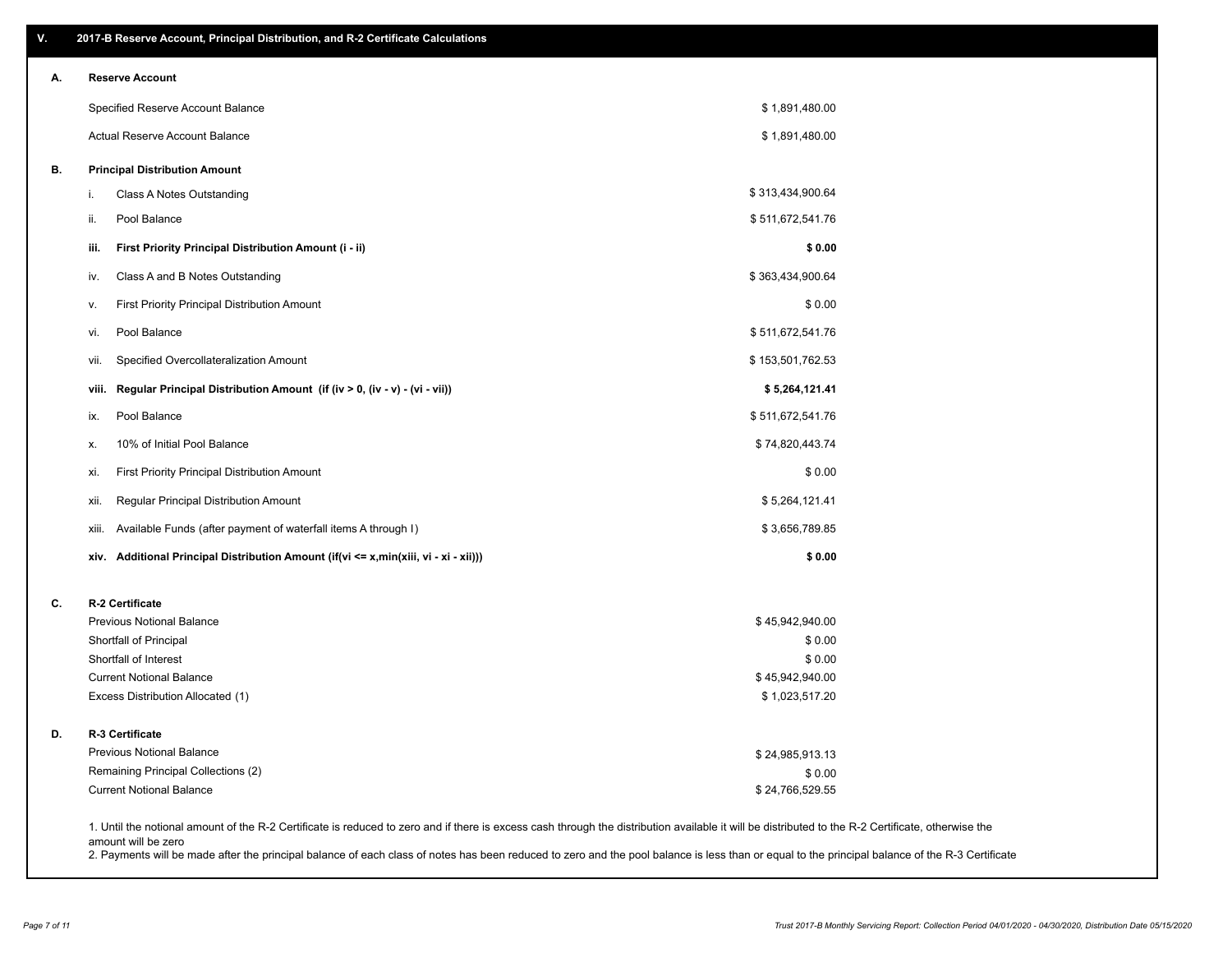## V. 2017-B Reserve Account, Principal Distribution, and R-2 Certificate Calculations

### A. Reserve Account

| | |
|---|---|
| Specified Reserve Account Balance | $ 1,891,480.00 |
| Actual Reserve Account Balance | $ 1,891,480.00 |

### B. Principal Distribution Amount

| | | |
|---|---|---|
| i. | Class A Notes Outstanding | $ 313,434,900.64 |
| ii. | Pool Balance | $ 511,672,541.76 |
| **iii.** | **First Priority Principal Distribution Amount (i - ii)** | **$ 0.00** |
| iv. | Class A and B Notes Outstanding | $ 363,434,900.64 |
| v. | First Priority Principal Distribution Amount | $ 0.00 |
| vi. | Pool Balance | $ 511,672,541.76 |
| vii. | Specified Overcollateralization Amount | $ 153,501,762.53 |
| **viii.** | **Regular Principal Distribution Amount (if (iv > 0, (iv - v) - (vi - vii))** | **$ 5,264,121.41** |
| ix. | Pool Balance | $ 511,672,541.76 |
| x. | 10% of Initial Pool Balance | $ 74,820,443.74 |
| xi. | First Priority Principal Distribution Amount | $ 0.00 |
| xii. | Regular Principal Distribution Amount | $ 5,264,121.41 |
| xiii. | Available Funds (after payment of waterfall items A through I) | $ 3,656,789.85 |
| **xiv.** | **Additional Principal Distribution Amount (if(vi <= x,min(xiii, vi - xi - xii)))** | **$ 0.00** |

### C. R-2 Certificate

| | |
|---|---|
| Previous Notional Balance | $ 45,942,940.00 |
| Shortfall of Principal | $ 0.00 |
| Shortfall of Interest | $ 0.00 |
| Current Notional Balance | $ 45,942,940.00 |
| Excess Distribution Allocated (1) | $ 1,023,517.20 |

### D. R-3 Certificate

| | |
|---|---|
| Previous Notional Balance | $ 24,985,913.13 |
| Remaining Principal Collections (2) | $ 0.00 |
| Current Notional Balance | $ 24,766,529.55 |

1. Until the notional amount of the R-2 Certificate is reduced to zero and if there is excess cash through the distribution available it will be distributed to the R-2 Certificate, otherwise the amount will be zero
2. Payments will be made after the principal balance of each class of notes has been reduced to zero and the pool balance is less than or equal to the principal balance of the R-3 Certificate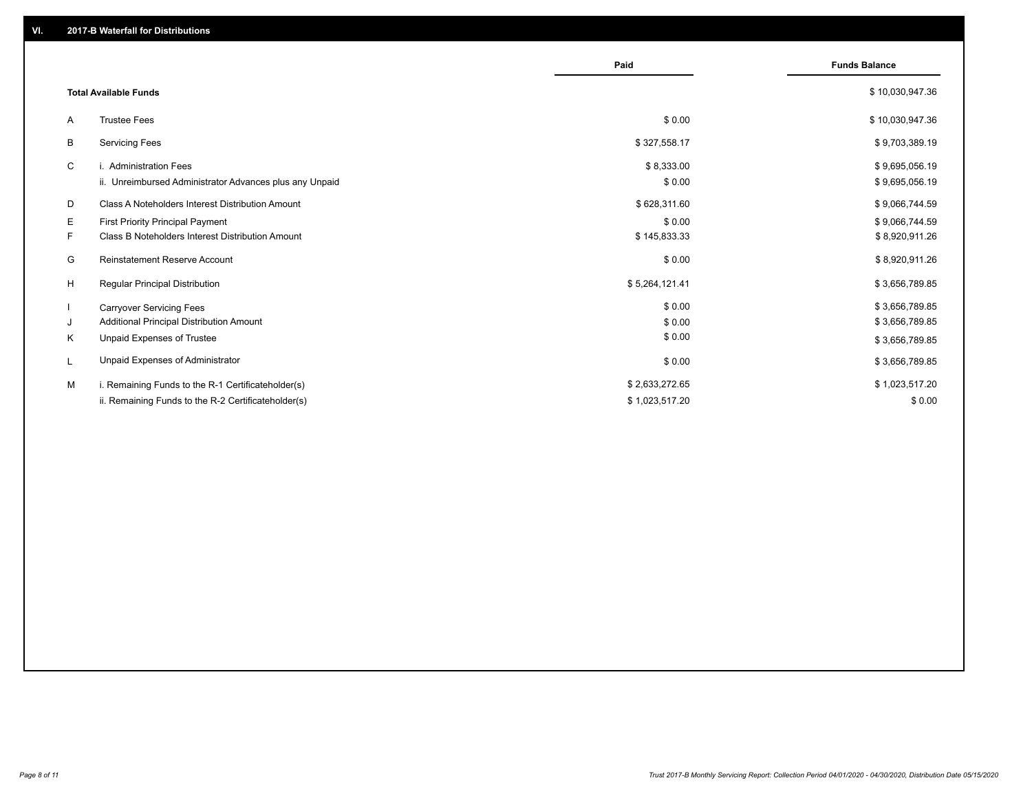## VI. 2017-B Waterfall for Distributions

| | | Paid | Funds Balance |
|---|---|---|---|
| | **Total Available Funds** | | $ 10,030,947.36 |
| A | Trustee Fees | $ 0.00 | $ 10,030,947.36 |
| B | Servicing Fees | $ 327,558.17 | $ 9,703,389.19 |
| C | i. Administration Fees | $ 8,333.00 | $ 9,695,056.19 |
| | ii. Unreimbursed Administrator Advances plus any Unpaid | $ 0.00 | $ 9,695,056.19 |
| D | Class A Noteholders Interest Distribution Amount | $ 628,311.60 | $ 9,066,744.59 |
| E | First Priority Principal Payment | $ 0.00 | $ 9,066,744.59 |
| F | Class B Noteholders Interest Distribution Amount | $ 145,833.33 | $ 8,920,911.26 |
| G | Reinstatement Reserve Account | $ 0.00 | $ 8,920,911.26 |
| H | Regular Principal Distribution | $ 5,264,121.41 | $ 3,656,789.85 |
| I | Carryover Servicing Fees | $ 0.00 | $ 3,656,789.85 |
| J | Additional Principal Distribution Amount | $ 0.00 | $ 3,656,789.85 |
| K | Unpaid Expenses of Trustee | $ 0.00 | $ 3,656,789.85 |
| L | Unpaid Expenses of Administrator | $ 0.00 | $ 3,656,789.85 |
| M | i. Remaining Funds to the R-1 Certificateholder(s) | $ 2,633,272.65 | $ 1,023,517.20 |
| | ii. Remaining Funds to the R-2 Certificateholder(s) | $ 1,023,517.20 | $ 0.00 |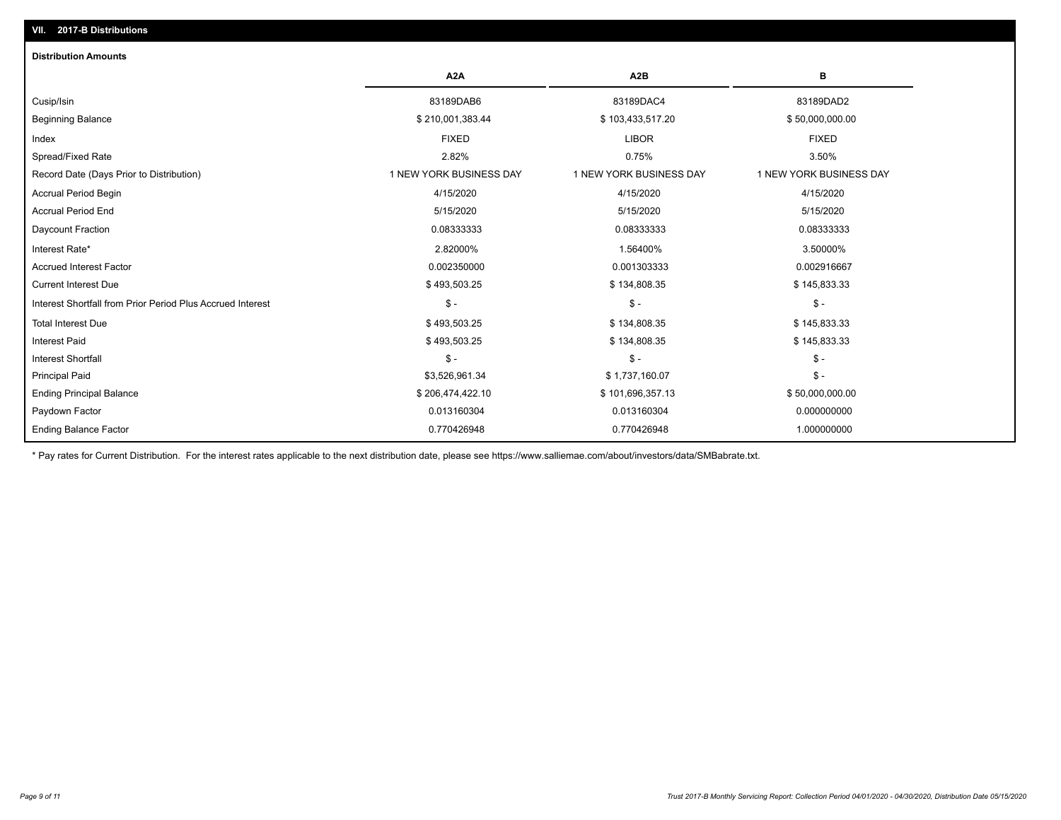## VII. 2017-B Distributions

### Distribution Amounts

| | A2A | A2B | B |
|---|---|---|---|
| Cusip/Isin | 83189DAB6 | 83189DAC4 | 83189DAD2 |
| Beginning Balance | $ 210,001,383.44 | $ 103,433,517.20 | $ 50,000,000.00 |
| Index | FIXED | LIBOR | FIXED |
| Spread/Fixed Rate | 2.82% | 0.75% | 3.50% |
| Record Date (Days Prior to Distribution) | 1 NEW YORK BUSINESS DAY | 1 NEW YORK BUSINESS DAY | 1 NEW YORK BUSINESS DAY |
| Accrual Period Begin | 4/15/2020 | 4/15/2020 | 4/15/2020 |
| Accrual Period End | 5/15/2020 | 5/15/2020 | 5/15/2020 |
| Daycount Fraction | 0.08333333 | 0.08333333 | 0.08333333 |
| Interest Rate* | 2.82000% | 1.56400% | 3.50000% |
| Accrued Interest Factor | 0.002350000 | 0.001303333 | 0.002916667 |
| Current Interest Due | $ 493,503.25 | $ 134,808.35 | $ 145,833.33 |
| Interest Shortfall from Prior Period Plus Accrued Interest | $ - | $ - | $ - |
| Total Interest Due | $ 493,503.25 | $ 134,808.35 | $ 145,833.33 |
| Interest Paid | $ 493,503.25 | $ 134,808.35 | $ 145,833.33 |
| Interest Shortfall | $ - | $ - | $ - |
| Principal Paid | $3,526,961.34 | $ 1,737,160.07 | $ - |
| Ending Principal Balance | $ 206,474,422.10 | $ 101,696,357.13 | $ 50,000,000.00 |
| Paydown Factor | 0.013160304 | 0.013160304 | 0.000000000 |
| Ending Balance Factor | 0.770426948 | 0.770426948 | 1.000000000 |

* Pay rates for Current Distribution. For the interest rates applicable to the next distribution date, please see https://www.salliemae.com/about/investors/data/SMBabrate.txt.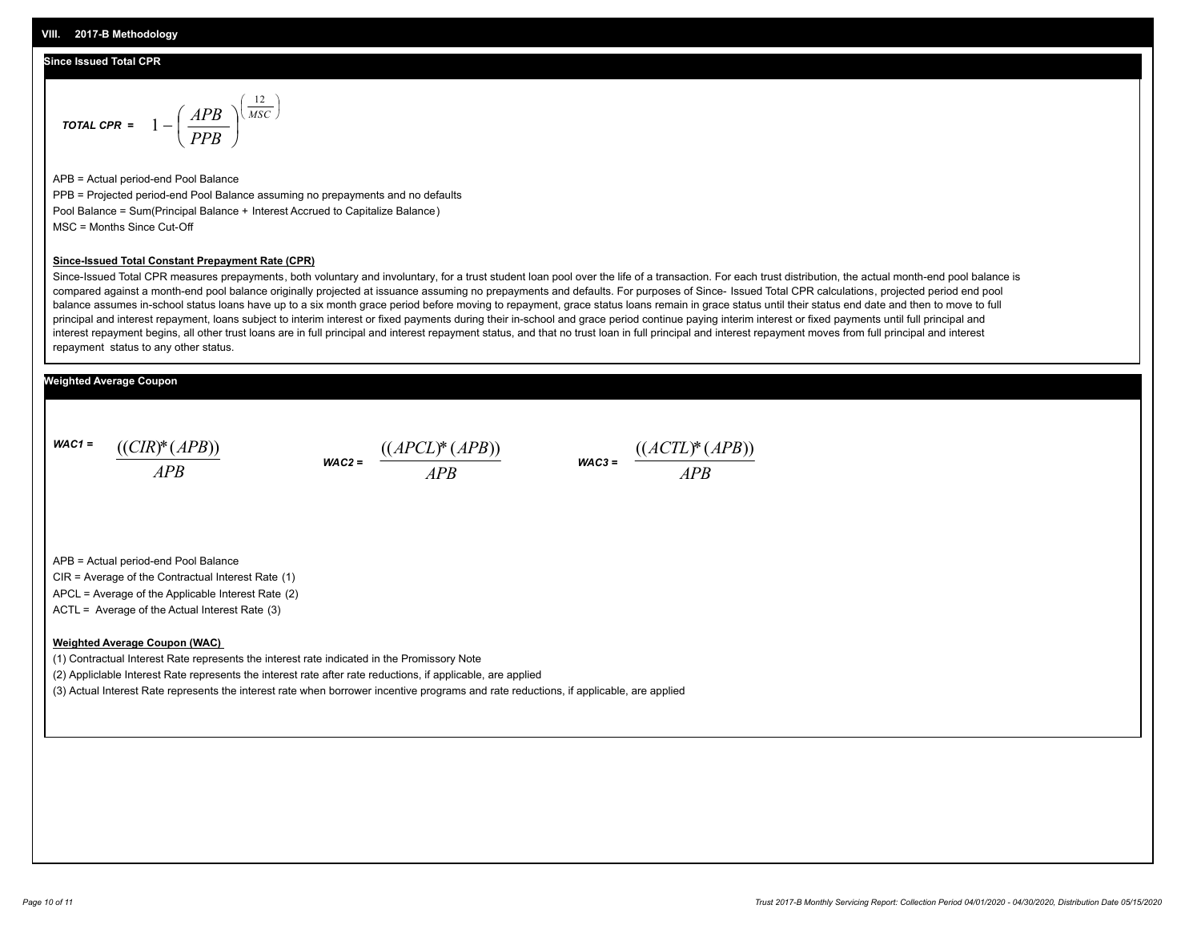## VIII. 2017-B Methodology

### Since Issued Total CPR

$$\textit{TOTAL CPR} = 1 - \left(\frac{APB}{PPB}\right)^{\left(\frac{12}{MSC}\right)}$$

APB = Actual period-end Pool Balance

PPB = Projected period-end Pool Balance assuming no prepayments and no defaults

Pool Balance = Sum(Principal Balance + Interest Accrued to Capitalize Balance)

MSC = Months Since Cut-Off

**Since-Issued Total Constant Prepayment Rate (CPR)**

Since-Issued Total CPR measures prepayments, both voluntary and involuntary, for a trust student loan pool over the life of a transaction. For each trust distribution, the actual month-end pool balance is compared against a month-end pool balance originally projected at issuance assuming no prepayments and defaults. For purposes of Since- Issued Total CPR calculations, projected period end pool balance assumes in-school status loans have up to a six month grace period before moving to repayment, grace status loans remain in grace status until their status end date and then to move to full principal and interest repayment, loans subject to interim interest or fixed payments during their in-school and grace period continue paying interim interest or fixed payments until full principal and interest repayment begins, all other trust loans are in full principal and interest repayment status, and that no trust loan in full principal and interest repayment moves from full principal and interest repayment status to any other status.

### Weighted Average Coupon

$$\textit{WAC1} = \frac{((CIR)*(APB))}{APB} \qquad \textit{WAC2} = \frac{((APCL)*(APB))}{APB} \qquad \textit{WAC3} = \frac{((ACTL)*(APB))}{APB}$$

APB = Actual period-end Pool Balance

CIR = Average of the Contractual Interest Rate (1)

APCL = Average of the Applicable Interest Rate (2)

ACTL = Average of the Actual Interest Rate (3)

**Weighted Average Coupon (WAC)**

(1) Contractual Interest Rate represents the interest rate indicated in the Promissory Note

(2) Appliclable Interest Rate represents the interest rate after rate reductions, if applicable, are applied

(3) Actual Interest Rate represents the interest rate when borrower incentive programs and rate reductions, if applicable, are applied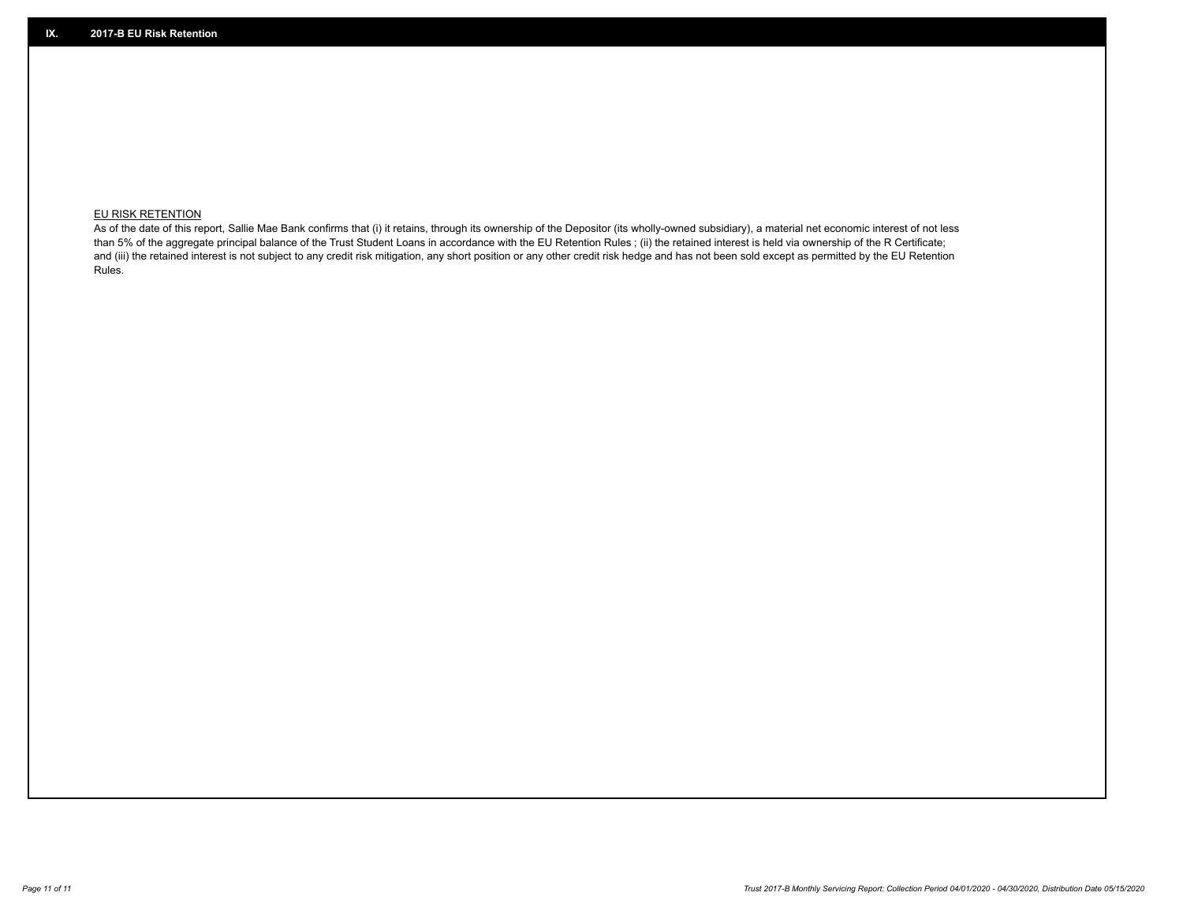## IX. 2017-B EU Risk Retention

EU RISK RETENTION

As of the date of this report, Sallie Mae Bank confirms that (i) it retains, through its ownership of the Depositor (its wholly-owned subsidiary), a material net economic interest of not less than 5% of the aggregate principal balance of the Trust Student Loans in accordance with the EU Retention Rules ; (ii) the retained interest is held via ownership of the R Certificate; and (iii) the retained interest is not subject to any credit risk mitigation, any short position or any other credit risk hedge and has not been sold except as permitted by the EU Retention Rules.